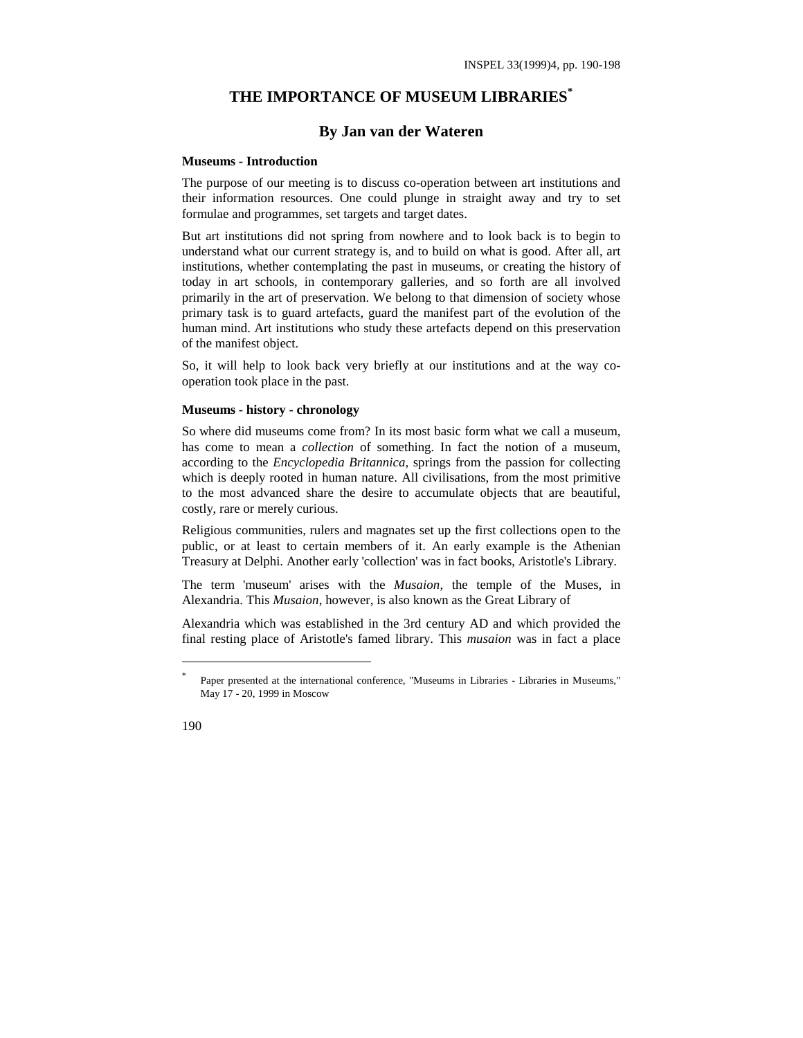# THE IMPORTANCE OF MUSEUM LIBRARIES[*]

## By Jan van der Wateren

### Museums - Introduction

The purpose of our meeting is to discuss co-operation between art institutions and their information resources. One could plunge in straight away and try to set formulae and programmes, set targets and target dates.

But art institutions did not spring from nowhere and to look back is to begin to understand what our current strategy is, and to build on what is good. After all, art institutions, whether contemplating the past in museums, or creating the history of today in art schools, in contemporary galleries, and so forth are all involved primarily in the art of preservation. We belong to that dimension of society whose primary task is to guard artefacts, guard the manifest part of the evolution of the human mind. Art institutions who study these artefacts depend on this preservation of the manifest object.

So, it will help to look back very briefly at our institutions and at the way co-operation took place in the past.

### Museums - history - chronology

So where did museums come from? In its most basic form what we call a museum, has come to mean a *collection* of something. In fact the notion of a museum, according to the *Encyclopedia Britannica*, springs from the passion for collecting which is deeply rooted in human nature. All civilisations, from the most primitive to the most advanced share the desire to accumulate objects that are beautiful, costly, rare or merely curious.

Religious communities, rulers and magnates set up the first collections open to the public, or at least to certain members of it. An early example is the Athenian Treasury at Delphi. Another early 'collection' was in fact books, Aristotle's Library.

The term 'museum' arises with the *Musaion*, the temple of the Muses, in Alexandria. This *Musaion*, however, is also known as the Great Library of

Alexandria which was established in the 3rd century AD and which provided the final resting place of Aristotle's famed library. This *musaion* was in fact a place

---

[*] Paper presented at the international conference, "Museums in Libraries - Libraries in Museums," May 17 - 20, 1999 in Moscow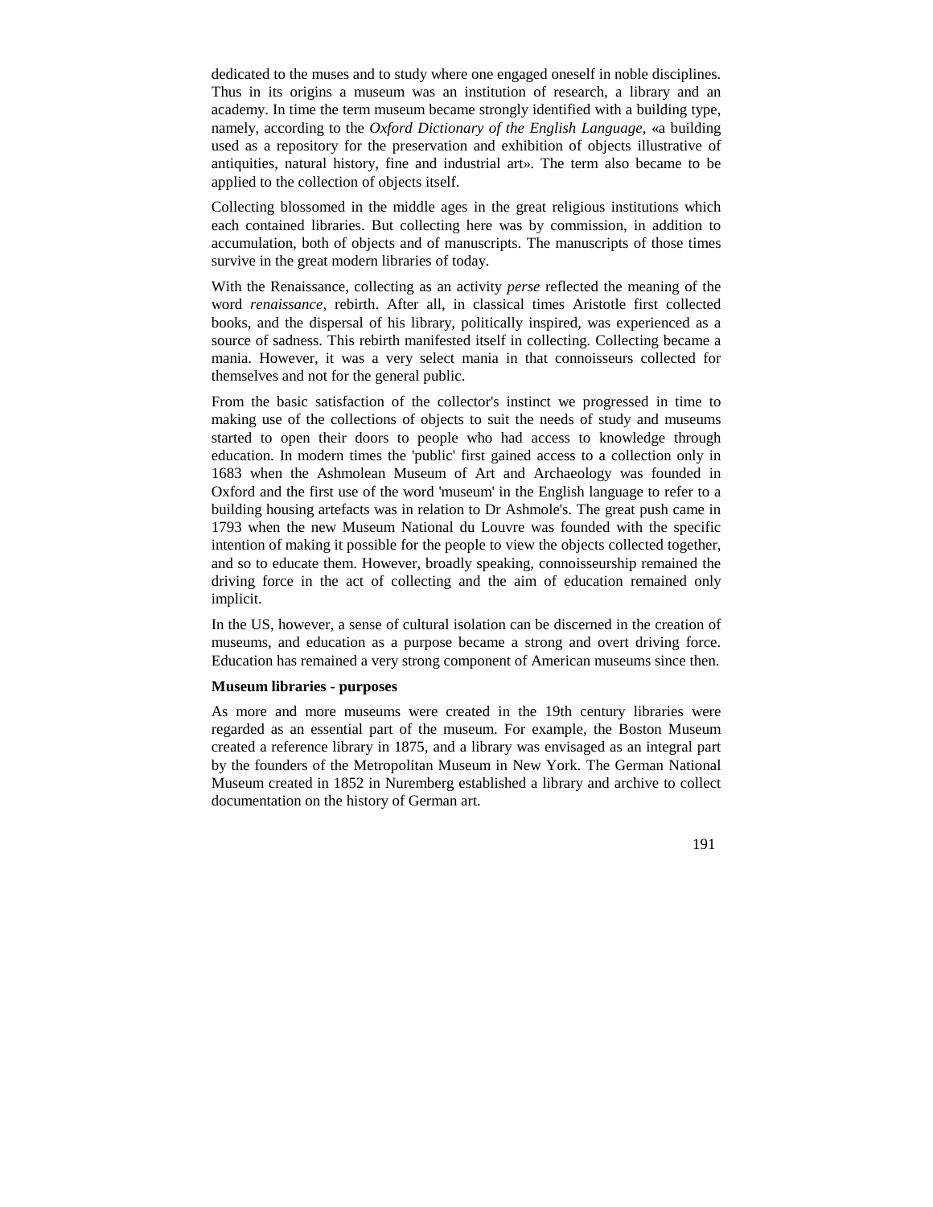dedicated to the muses and to study where one engaged oneself in noble disciplines. Thus in its origins a museum was an institution of research, a library and an academy. In time the term museum became strongly identified with a building type, namely, according to the *Oxford Dictionary of the English Language,* «a building used as a repository for the preservation and exhibition of objects illustrative of antiquities, natural history, fine and industrial art». The term also became to be applied to the collection of objects itself.

Collecting blossomed in the middle ages in the great religious institutions which each contained libraries. But collecting here was by commission, in addition to accumulation, both of objects and of manuscripts. The manuscripts of those times survive in the great modern libraries of today.

With the Renaissance, collecting as an activity *perse* reflected the meaning of the word *renaissance,* rebirth. After all, in classical times Aristotle first collected books, and the dispersal of his library, politically inspired, was experienced as a source of sadness. This rebirth manifested itself in collecting. Collecting became a mania. However, it was a very select mania in that connoisseurs collected for themselves and not for the general public.

From the basic satisfaction of the collector's instinct we progressed in time to making use of the collections of objects to suit the needs of study and museums started to open their doors to people who had access to knowledge through education. In modern times the 'public' first gained access to a collection only in 1683 when the Ashmolean Museum of Art and Archaeology was founded in Oxford and the first use of the word 'museum' in the English language to refer to a building housing artefacts was in relation to Dr Ashmole's. The great push came in 1793 when the new Museum National du Louvre was founded with the specific intention of making it possible for the people to view the objects collected together, and so to educate them. However, broadly speaking, connoisseurship remained the driving force in the act of collecting and the aim of education remained only implicit.

In the US, however, a sense of cultural isolation can be discerned in the creation of museums, and education as a purpose became a strong and overt driving force. Education has remained a very strong component of American museums since then.

**Museum libraries - purposes**

As more and more museums were created in the 19th century libraries were regarded as an essential part of the museum. For example, the Boston Museum created a reference library in 1875, and a library was envisaged as an integral part by the founders of the Metropolitan Museum in New York. The German National Museum created in 1852 in Nuremberg established a library and archive to collect documentation on the history of German art.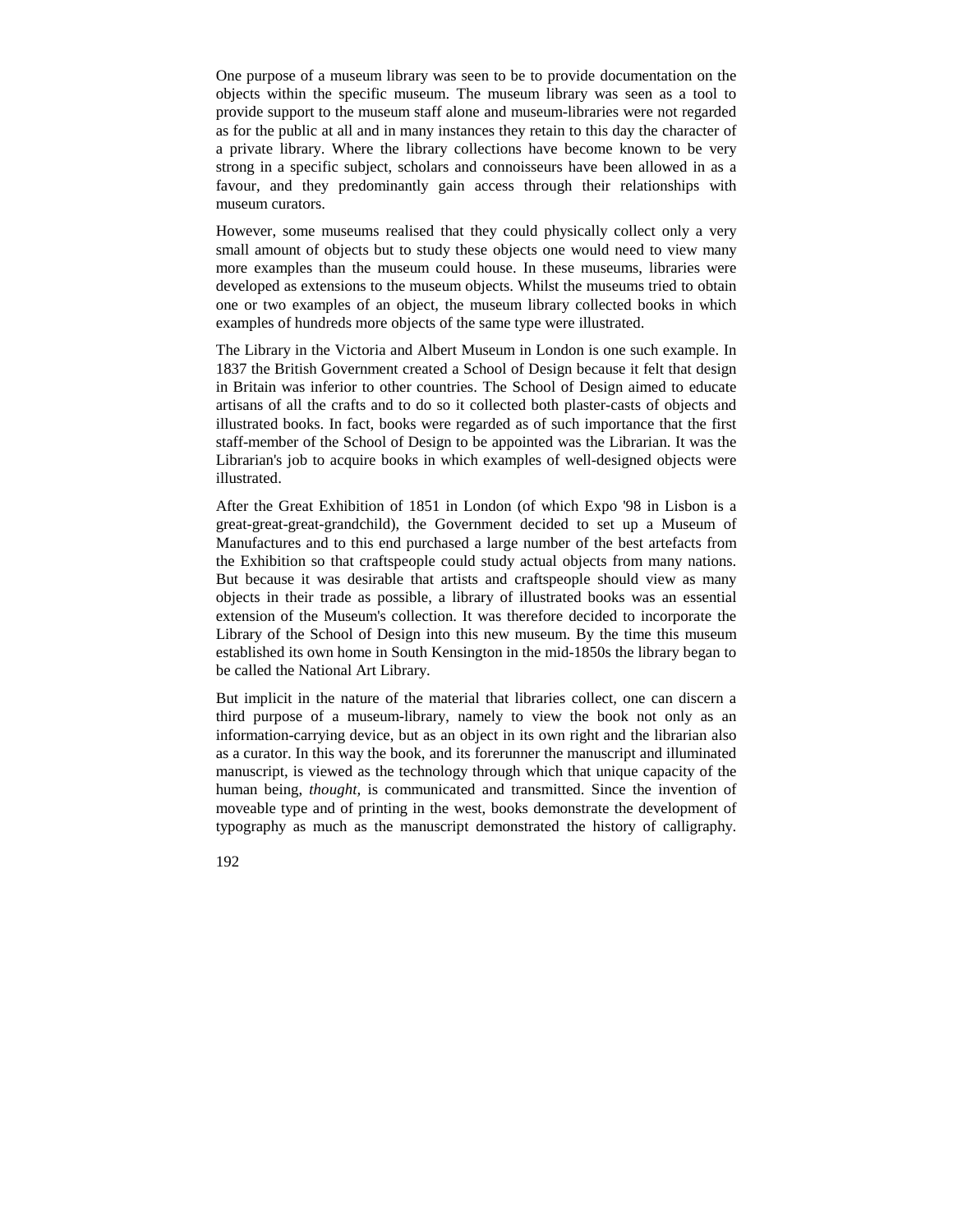One purpose of a museum library was seen to be to provide documentation on the objects within the specific museum. The museum library was seen as a tool to provide support to the museum staff alone and museum-libraries were not regarded as for the public at all and in many instances they retain to this day the character of a private library. Where the library collections have become known to be very strong in a specific subject, scholars and connoisseurs have been allowed in as a favour, and they predominantly gain access through their relationships with museum curators.

However, some museums realised that they could physically collect only a very small amount of objects but to study these objects one would need to view many more examples than the museum could house. In these museums, libraries were developed as extensions to the museum objects. Whilst the museums tried to obtain one or two examples of an object, the museum library collected books in which examples of hundreds more objects of the same type were illustrated.

The Library in the Victoria and Albert Museum in London is one such example. In 1837 the British Government created a School of Design because it felt that design in Britain was inferior to other countries. The School of Design aimed to educate artisans of all the crafts and to do so it collected both plaster-casts of objects and illustrated books. In fact, books were regarded as of such importance that the first staff-member of the School of Design to be appointed was the Librarian. It was the Librarian's job to acquire books in which examples of well-designed objects were illustrated.

After the Great Exhibition of 1851 in London (of which Expo '98 in Lisbon is a great-great-great-grandchild), the Government decided to set up a Museum of Manufactures and to this end purchased a large number of the best artefacts from the Exhibition so that craftspeople could study actual objects from many nations. But because it was desirable that artists and craftspeople should view as many objects in their trade as possible, a library of illustrated books was an essential extension of the Museum's collection. It was therefore decided to incorporate the Library of the School of Design into this new museum. By the time this museum established its own home in South Kensington in the mid-1850s the library began to be called the National Art Library.

But implicit in the nature of the material that libraries collect, one can discern a third purpose of a museum-library, namely to view the book not only as an information-carrying device, but as an object in its own right and the librarian also as a curator. In this way the book, and its forerunner the manuscript and illuminated manuscript, is viewed as the technology through which that unique capacity of the human being, *thought,* is communicated and transmitted. Since the invention of moveable type and of printing in the west, books demonstrate the development of typography as much as the manuscript demonstrated the history of calligraphy.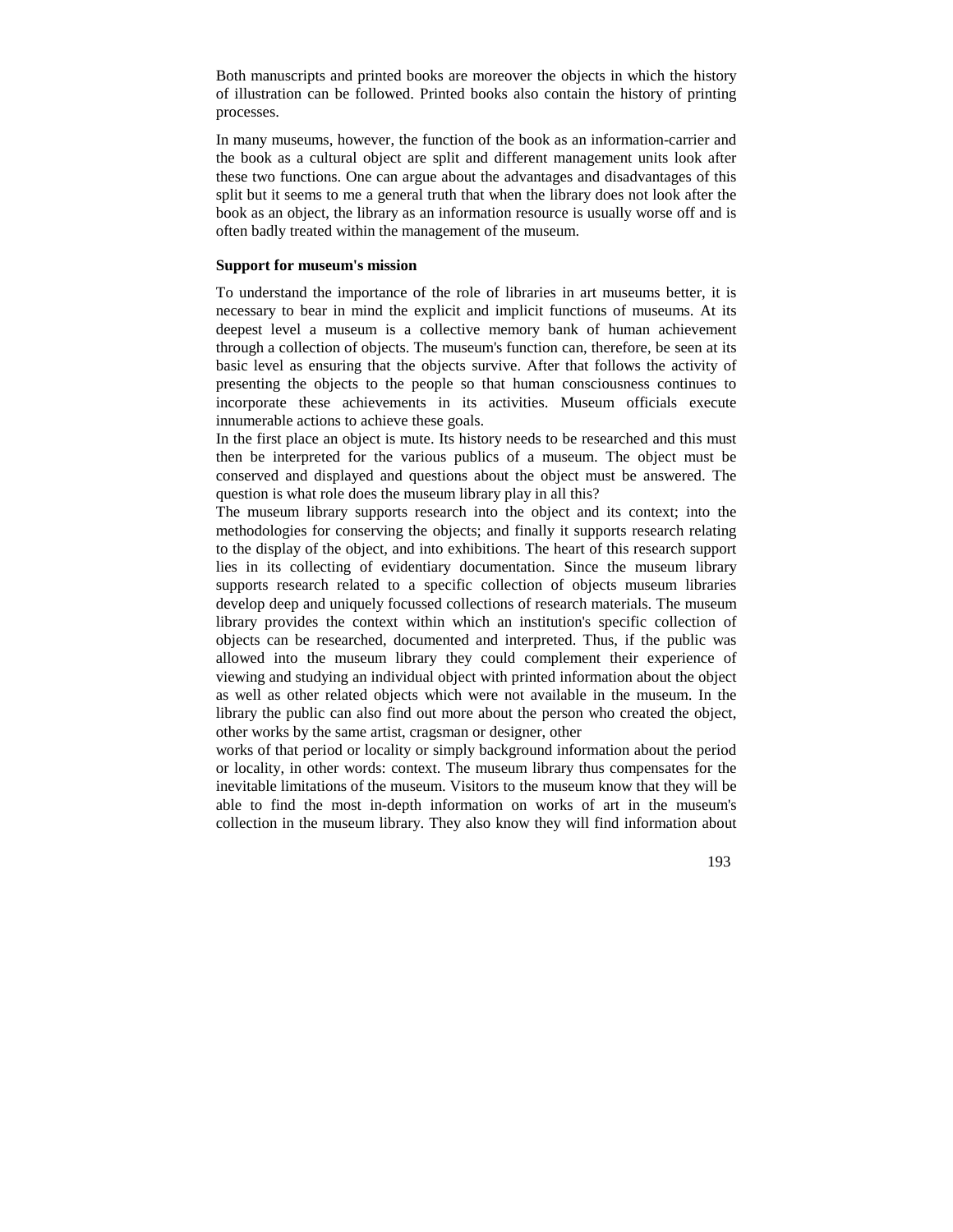Both manuscripts and printed books are moreover the objects in which the history of illustration can be followed. Printed books also contain the history of printing processes.

In many museums, however, the function of the book as an information-carrier and the book as a cultural object are split and different management units look after these two functions. One can argue about the advantages and disadvantages of this split but it seems to me a general truth that when the library does not look after the book as an object, the library as an information resource is usually worse off and is often badly treated within the management of the museum.

**Support for museum's mission**

To understand the importance of the role of libraries in art museums better, it is necessary to bear in mind the explicit and implicit functions of museums. At its deepest level a museum is a collective memory bank of human achievement through a collection of objects. The museum's function can, therefore, be seen at its basic level as ensuring that the objects survive. After that follows the activity of presenting the objects to the people so that human consciousness continues to incorporate these achievements in its activities. Museum officials execute innumerable actions to achieve these goals.

In the first place an object is mute. Its history needs to be researched and this must then be interpreted for the various publics of a museum. The object must be conserved and displayed and questions about the object must be answered. The question is what role does the museum library play in all this?

The museum library supports research into the object and its context; into the methodologies for conserving the objects; and finally it supports research relating to the display of the object, and into exhibitions. The heart of this research support lies in its collecting of evidentiary documentation. Since the museum library supports research related to a specific collection of objects museum libraries develop deep and uniquely focussed collections of research materials. The museum library provides the context within which an institution's specific collection of objects can be researched, documented and interpreted. Thus, if the public was allowed into the museum library they could complement their experience of viewing and studying an individual object with printed information about the object as well as other related objects which were not available in the museum. In the library the public can also find out more about the person who created the object, other works by the same artist, cragsman or designer, other works of that period or locality or simply background information about the period or locality, in other words: context. The museum library thus compensates for the inevitable limitations of the museum. Visitors to the museum know that they will be able to find the most in-depth information on works of art in the museum's collection in the museum library. They also know they will find information about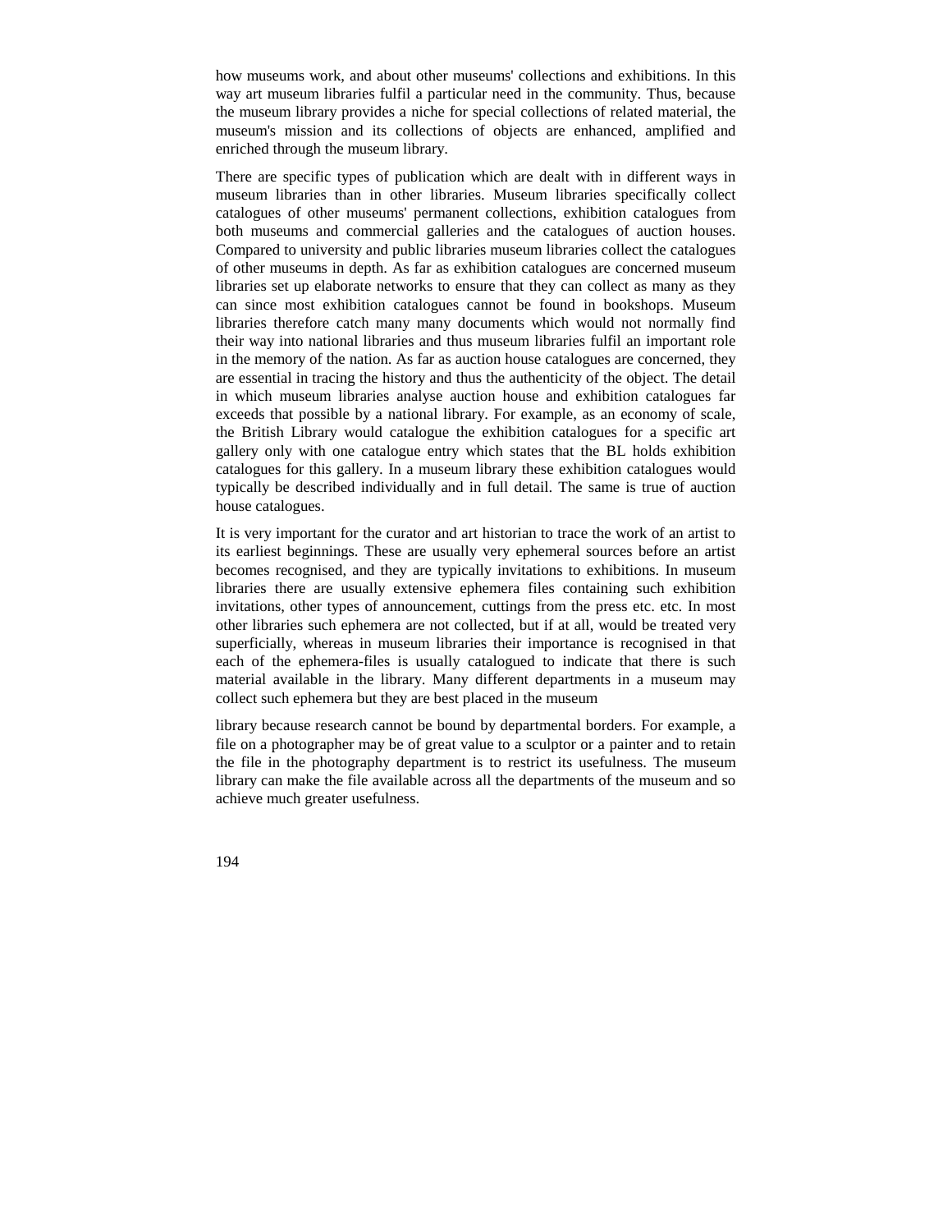how museums work, and about other museums' collections and exhibitions. In this way art museum libraries fulfil a particular need in the community. Thus, because the museum library provides a niche for special collections of related material, the museum's mission and its collections of objects are enhanced, amplified and enriched through the museum library.

There are specific types of publication which are dealt with in different ways in museum libraries than in other libraries. Museum libraries specifically collect catalogues of other museums' permanent collections, exhibition catalogues from both museums and commercial galleries and the catalogues of auction houses. Compared to university and public libraries museum libraries collect the catalogues of other museums in depth. As far as exhibition catalogues are concerned museum libraries set up elaborate networks to ensure that they can collect as many as they can since most exhibition catalogues cannot be found in bookshops. Museum libraries therefore catch many many documents which would not normally find their way into national libraries and thus museum libraries fulfil an important role in the memory of the nation. As far as auction house catalogues are concerned, they are essential in tracing the history and thus the authenticity of the object. The detail in which museum libraries analyse auction house and exhibition catalogues far exceeds that possible by a national library. For example, as an economy of scale, the British Library would catalogue the exhibition catalogues for a specific art gallery only with one catalogue entry which states that the BL holds exhibition catalogues for this gallery. In a museum library these exhibition catalogues would typically be described individually and in full detail. The same is true of auction house catalogues.

It is very important for the curator and art historian to trace the work of an artist to its earliest beginnings. These are usually very ephemeral sources before an artist becomes recognised, and they are typically invitations to exhibitions. In museum libraries there are usually extensive ephemera files containing such exhibition invitations, other types of announcement, cuttings from the press etc. etc. In most other libraries such ephemera are not collected, but if at all, would be treated very superficially, whereas in museum libraries their importance is recognised in that each of the ephemera-files is usually catalogued to indicate that there is such material available in the library. Many different departments in a museum may collect such ephemera but they are best placed in the museum library because research cannot be bound by departmental borders. For example, a file on a photographer may be of great value to a sculptor or a painter and to retain the file in the photography department is to restrict its usefulness. The museum library can make the file available across all the departments of the museum and so achieve much greater usefulness.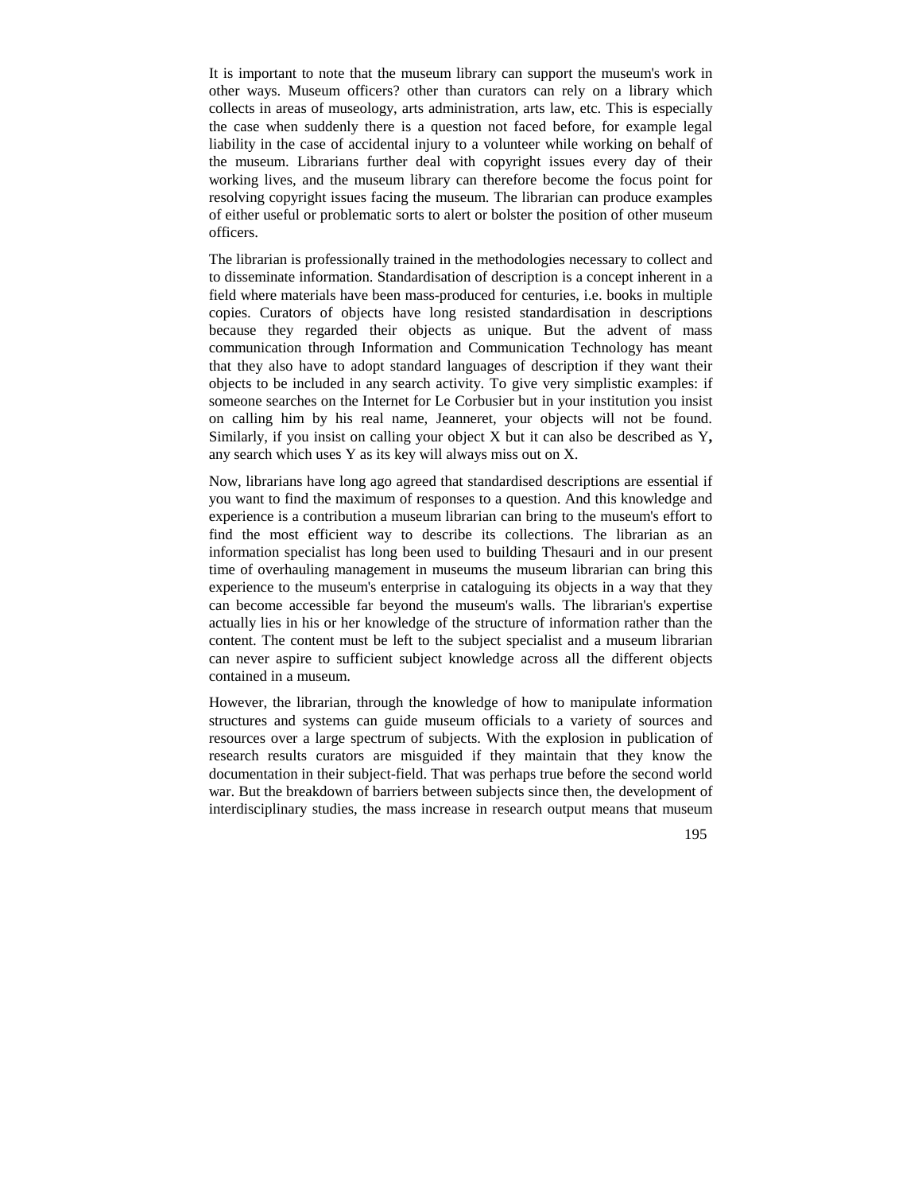It is important to note that the museum library can support the museum's work in other ways. Museum officers? other than curators can rely on a library which collects in areas of museology, arts administration, arts law, etc. This is especially the case when suddenly there is a question not faced before, for example legal liability in the case of accidental injury to a volunteer while working on behalf of the museum. Librarians further deal with copyright issues every day of their working lives, and the museum library can therefore become the focus point for resolving copyright issues facing the museum. The librarian can produce examples of either useful or problematic sorts to alert or bolster the position of other museum officers.

The librarian is professionally trained in the methodologies necessary to collect and to disseminate information. Standardisation of description is a concept inherent in a field where materials have been mass-produced for centuries, i.e. books in multiple copies. Curators of objects have long resisted standardisation in descriptions because they regarded their objects as unique. But the advent of mass communication through Information and Communication Technology has meant that they also have to adopt standard languages of description if they want their objects to be included in any search activity. To give very simplistic examples: if someone searches on the Internet for Le Corbusier but in your institution you insist on calling him by his real name, Jeanneret, your objects will not be found. Similarly, if you insist on calling your object X but it can also be described as Y**,** any search which uses Y as its key will always miss out on X.

Now, librarians have long ago agreed that standardised descriptions are essential if you want to find the maximum of responses to a question. And this knowledge and experience is a contribution a museum librarian can bring to the museum's effort to find the most efficient way to describe its collections. The librarian as an information specialist has long been used to building Thesauri and in our present time of overhauling management in museums the museum librarian can bring this experience to the museum's enterprise in cataloguing its objects in a way that they can become accessible far beyond the museum's walls. The librarian's expertise actually lies in his or her knowledge of the structure of information rather than the content. The content must be left to the subject specialist and a museum librarian can never aspire to sufficient subject knowledge across all the different objects contained in a museum.

However, the librarian, through the knowledge of how to manipulate information structures and systems can guide museum officials to a variety of sources and resources over a large spectrum of subjects. With the explosion in publication of research results curators are misguided if they maintain that they know the documentation in their subject-field. That was perhaps true before the second world war. But the breakdown of barriers between subjects since then, the development of interdisciplinary studies, the mass increase in research output means that museum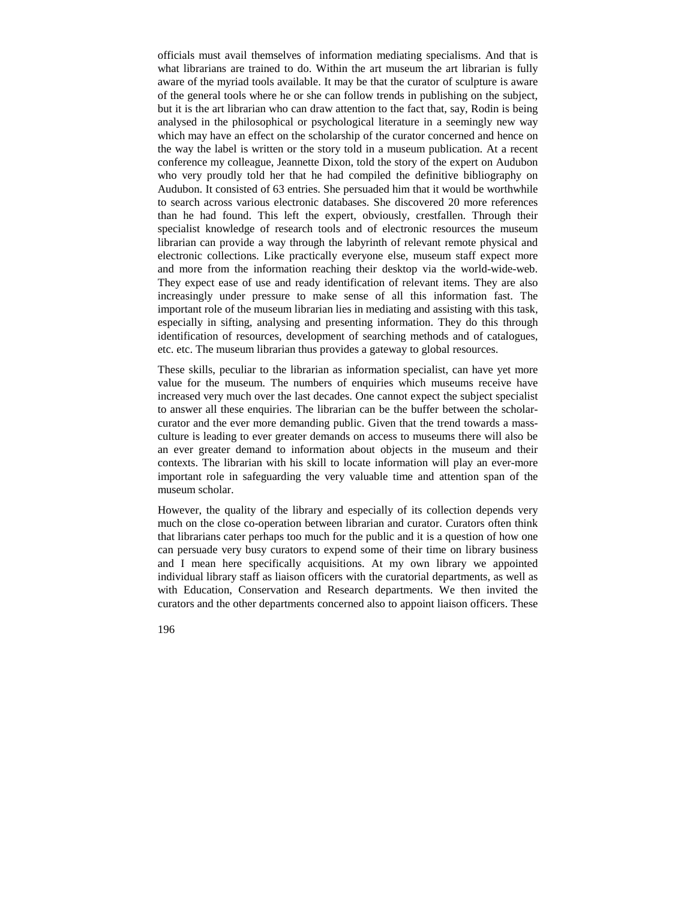officials must avail themselves of information mediating specialisms. And that is what librarians are trained to do. Within the art museum the art librarian is fully aware of the myriad tools available. It may be that the curator of sculpture is aware of the general tools where he or she can follow trends in publishing on the subject, but it is the art librarian who can draw attention to the fact that, say, Rodin is being analysed in the philosophical or psychological literature in a seemingly new way which may have an effect on the scholarship of the curator concerned and hence on the way the label is written or the story told in a museum publication. At a recent conference my colleague, Jeannette Dixon, told the story of the expert on Audubon who very proudly told her that he had compiled the definitive bibliography on Audubon. It consisted of 63 entries. She persuaded him that it would be worthwhile to search across various electronic databases. She discovered 20 more references than he had found. This left the expert, obviously, crestfallen. Through their specialist knowledge of research tools and of electronic resources the museum librarian can provide a way through the labyrinth of relevant remote physical and electronic collections. Like practically everyone else, museum staff expect more and more from the information reaching their desktop via the world-wide-web. They expect ease of use and ready identification of relevant items. They are also increasingly under pressure to make sense of all this information fast. The important role of the museum librarian lies in mediating and assisting with this task, especially in sifting, analysing and presenting information. They do this through identification of resources, development of searching methods and of catalogues, etc. etc. The museum librarian thus provides a gateway to global resources.

These skills, peculiar to the librarian as information specialist, can have yet more value for the museum. The numbers of enquiries which museums receive have increased very much over the last decades. One cannot expect the subject specialist to answer all these enquiries. The librarian can be the buffer between the scholar-curator and the ever more demanding public. Given that the trend towards a mass-culture is leading to ever greater demands on access to museums there will also be an ever greater demand to information about objects in the museum and their contexts. The librarian with his skill to locate information will play an ever-more important role in safeguarding the very valuable time and attention span of the museum scholar.

However, the quality of the library and especially of its collection depends very much on the close co-operation between librarian and curator. Curators often think that librarians cater perhaps too much for the public and it is a question of how one can persuade very busy curators to expend some of their time on library business and I mean here specifically acquisitions. At my own library we appointed individual library staff as liaison officers with the curatorial departments, as well as with Education, Conservation and Research departments. We then invited the curators and the other departments concerned also to appoint liaison officers. These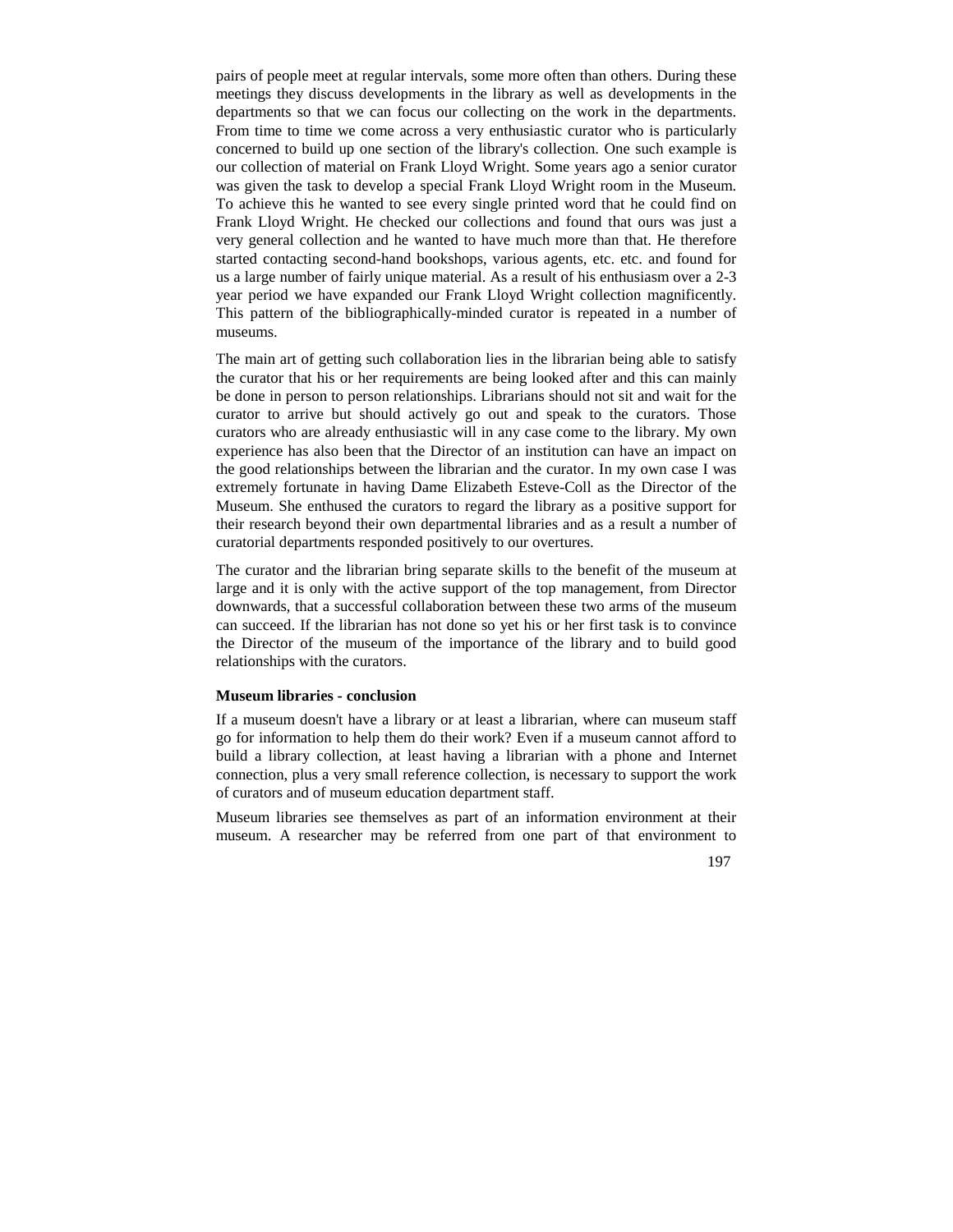pairs of people meet at regular intervals, some more often than others. During these meetings they discuss developments in the library as well as developments in the departments so that we can focus our collecting on the work in the departments. From time to time we come across a very enthusiastic curator who is particularly concerned to build up one section of the library's collection. One such example is our collection of material on Frank Lloyd Wright. Some years ago a senior curator was given the task to develop a special Frank Lloyd Wright room in the Museum. To achieve this he wanted to see every single printed word that he could find on Frank Lloyd Wright. He checked our collections and found that ours was just a very general collection and he wanted to have much more than that. He therefore started contacting second-hand bookshops, various agents, etc. etc. and found for us a large number of fairly unique material. As a result of his enthusiasm over a 2-3 year period we have expanded our Frank Lloyd Wright collection magnificently. This pattern of the bibliographically-minded curator is repeated in a number of museums.

The main art of getting such collaboration lies in the librarian being able to satisfy the curator that his or her requirements are being looked after and this can mainly be done in person to person relationships. Librarians should not sit and wait for the curator to arrive but should actively go out and speak to the curators. Those curators who are already enthusiastic will in any case come to the library. My own experience has also been that the Director of an institution can have an impact on the good relationships between the librarian and the curator. In my own case I was extremely fortunate in having Dame Elizabeth Esteve-Coll as the Director of the Museum. She enthused the curators to regard the library as a positive support for their research beyond their own departmental libraries and as a result a number of curatorial departments responded positively to our overtures.

The curator and the librarian bring separate skills to the benefit of the museum at large and it is only with the active support of the top management, from Director downwards, that a successful collaboration between these two arms of the museum can succeed. If the librarian has not done so yet his or her first task is to convince the Director of the museum of the importance of the library and to build good relationships with the curators.

**Museum libraries - conclusion**

If a museum doesn't have a library or at least a librarian, where can museum staff go for information to help them do their work? Even if a museum cannot afford to build a library collection, at least having a librarian with a phone and Internet connection, plus a very small reference collection, is necessary to support the work of curators and of museum education department staff.

Museum libraries see themselves as part of an information environment at their museum. A researcher may be referred from one part of that environment to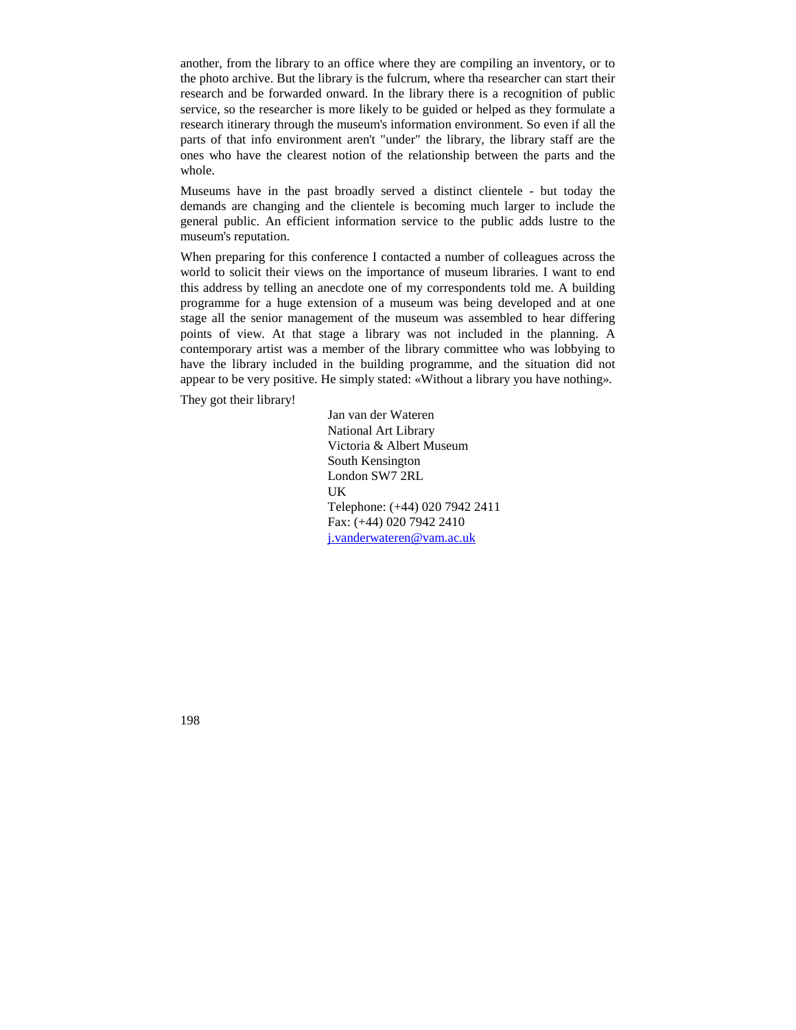another, from the library to an office where they are compiling an inventory, or to the photo archive. But the library is the fulcrum, where tha researcher can start their research and be forwarded onward. In the library there is a recognition of public service, so the researcher is more likely to be guided or helped as they formulate a research itinerary through the museum's information environment. So even if all the parts of that info environment aren't "under" the library, the library staff are the ones who have the clearest notion of the relationship between the parts and the whole.

Museums have in the past broadly served a distinct clientele - but today the demands are changing and the clientele is becoming much larger to include the general public. An efficient information service to the public adds lustre to the museum's reputation.

When preparing for this conference I contacted a number of colleagues across the world to solicit their views on the importance of museum libraries. I want to end this address by telling an anecdote one of my correspondents told me. A building programme for a huge extension of a museum was being developed and at one stage all the senior management of the museum was assembled to hear differing points of view. At that stage a library was not included in the planning. A contemporary artist was a member of the library committee who was lobbying to have the library included in the building programme, and the situation did not appear to be very positive. He simply stated: «Without a library you have nothing».

They got their library!

Jan van der Wateren  
National Art Library  
Victoria & Albert Museum  
South Kensington  
London SW7 2RL  
UK  
Telephone: (+44) 020 7942 2411  
Fax: (+44) 020 7942 2410  
j.vanderwateren@vam.ac.uk